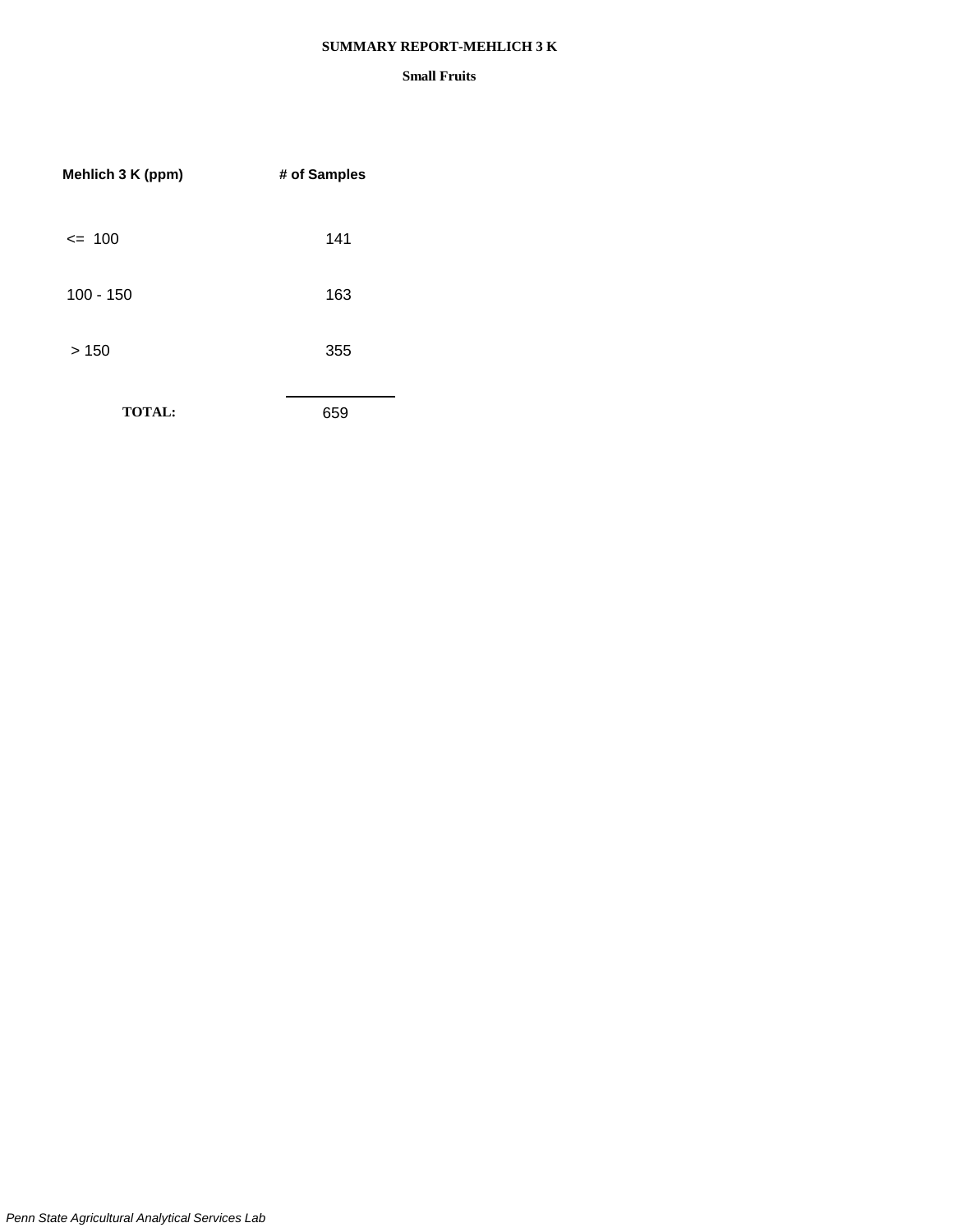# SUMMARY REPORT-MEHLICH 3 K

## Small Fruits

| Mehlich 3 K (ppm) | # of Samples |
|---|---|
| <= 100 | 141 |
| 100 - 150 | 163 |
| > 150 | 355 |
| **TOTAL:** | 659 |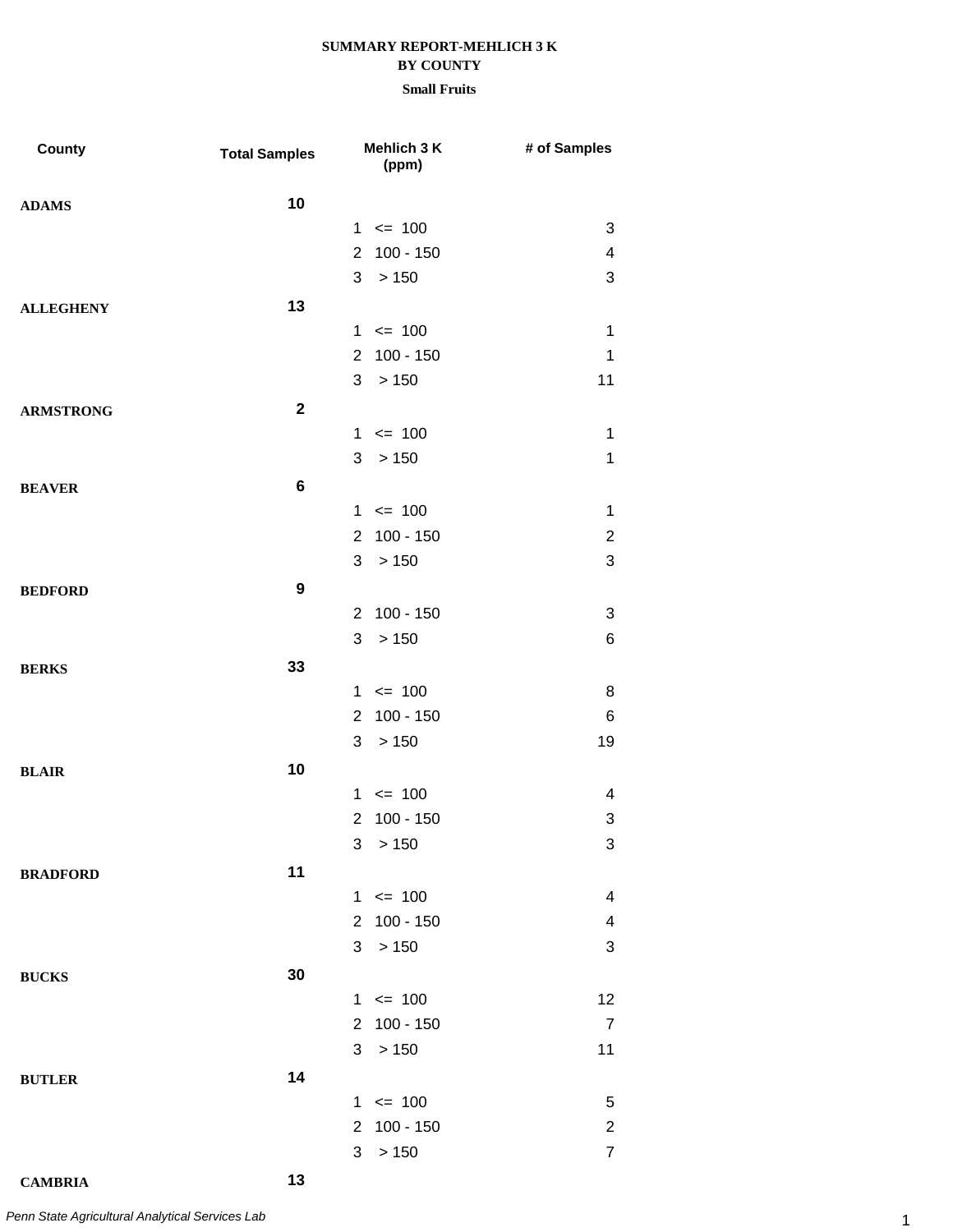**SUMMARY REPORT-MEHLICH 3 K**
**BY COUNTY**
**Small Fruits**

| County | Total Samples | Mehlich 3 K (ppm) | # of Samples |
|---|---|---|---|
| **ADAMS** | **10** | | |
| | | 1 <= 100 | 3 |
| | | 2 100 - 150 | 4 |
| | | 3 > 150 | 3 |
| **ALLEGHENY** | **13** | | |
| | | 1 <= 100 | 1 |
| | | 2 100 - 150 | 1 |
| | | 3 > 150 | 11 |
| **ARMSTRONG** | **2** | | |
| | | 1 <= 100 | 1 |
| | | 3 > 150 | 1 |
| **BEAVER** | **6** | | |
| | | 1 <= 100 | 1 |
| | | 2 100 - 150 | 2 |
| | | 3 > 150 | 3 |
| **BEDFORD** | **9** | | |
| | | 2 100 - 150 | 3 |
| | | 3 > 150 | 6 |
| **BERKS** | **33** | | |
| | | 1 <= 100 | 8 |
| | | 2 100 - 150 | 6 |
| | | 3 > 150 | 19 |
| **BLAIR** | **10** | | |
| | | 1 <= 100 | 4 |
| | | 2 100 - 150 | 3 |
| | | 3 > 150 | 3 |
| **BRADFORD** | **11** | | |
| | | 1 <= 100 | 4 |
| | | 2 100 - 150 | 4 |
| | | 3 > 150 | 3 |
| **BUCKS** | **30** | | |
| | | 1 <= 100 | 12 |
| | | 2 100 - 150 | 7 |
| | | 3 > 150 | 11 |
| **BUTLER** | **14** | | |
| | | 1 <= 100 | 5 |
| | | 2 100 - 150 | 2 |
| | | 3 > 150 | 7 |
| **CAMBRIA** | **13** | | |

*Penn State Agricultural Analytical Services Lab*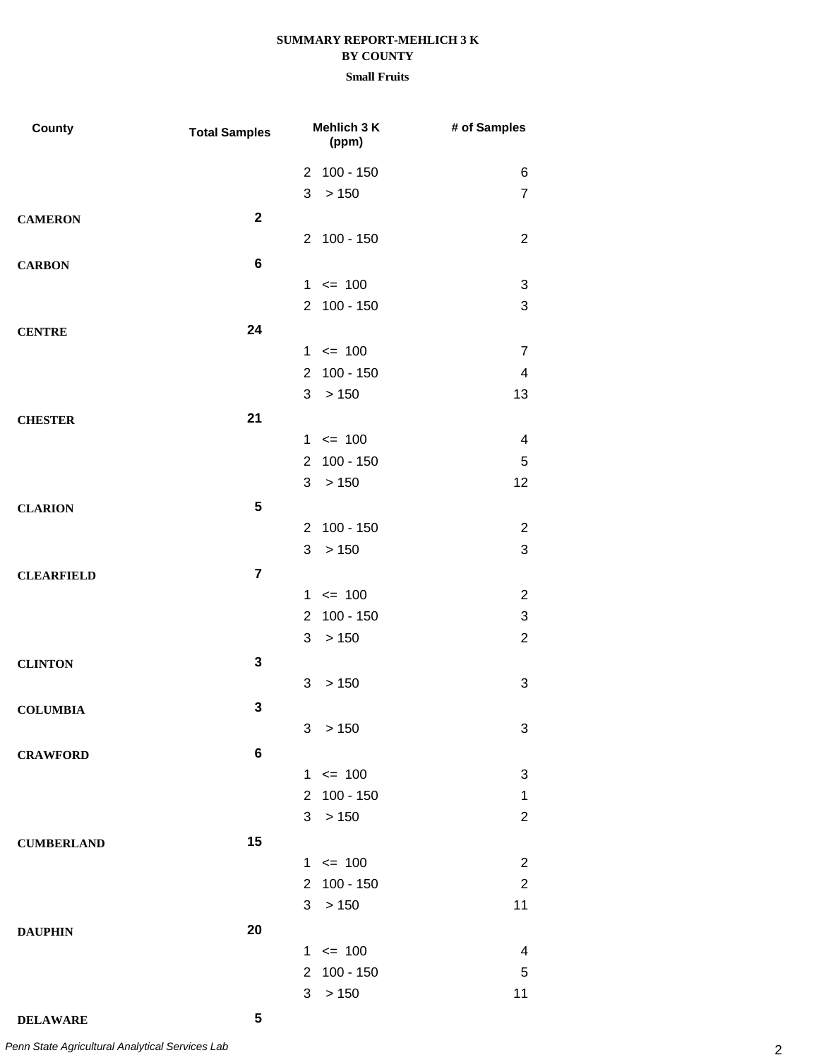**SUMMARY REPORT-MEHLICH 3 K**
**BY COUNTY**
**Small Fruits**

| County | Total Samples | Mehlich 3 K (ppm) | | # of Samples |
|---|---|---|---|---|
| | | 2 | 100 - 150 | 6 |
| | | 3 | > 150 | 7 |
| **CAMERON** | **2** | | | |
| | | 2 | 100 - 150 | 2 |
| **CARBON** | **6** | | | |
| | | 1 | <= 100 | 3 |
| | | 2 | 100 - 150 | 3 |
| **CENTRE** | **24** | | | |
| | | 1 | <= 100 | 7 |
| | | 2 | 100 - 150 | 4 |
| | | 3 | > 150 | 13 |
| **CHESTER** | **21** | | | |
| | | 1 | <= 100 | 4 |
| | | 2 | 100 - 150 | 5 |
| | | 3 | > 150 | 12 |
| **CLARION** | **5** | | | |
| | | 2 | 100 - 150 | 2 |
| | | 3 | > 150 | 3 |
| **CLEARFIELD** | **7** | | | |
| | | 1 | <= 100 | 2 |
| | | 2 | 100 - 150 | 3 |
| | | 3 | > 150 | 2 |
| **CLINTON** | **3** | | | |
| | | 3 | > 150 | 3 |
| **COLUMBIA** | **3** | | | |
| | | 3 | > 150 | 3 |
| **CRAWFORD** | **6** | | | |
| | | 1 | <= 100 | 3 |
| | | 2 | 100 - 150 | 1 |
| | | 3 | > 150 | 2 |
| **CUMBERLAND** | **15** | | | |
| | | 1 | <= 100 | 2 |
| | | 2 | 100 - 150 | 2 |
| | | 3 | > 150 | 11 |
| **DAUPHIN** | **20** | | | |
| | | 1 | <= 100 | 4 |
| | | 2 | 100 - 150 | 5 |
| | | 3 | > 150 | 11 |
| **DELAWARE** | **5** | | | |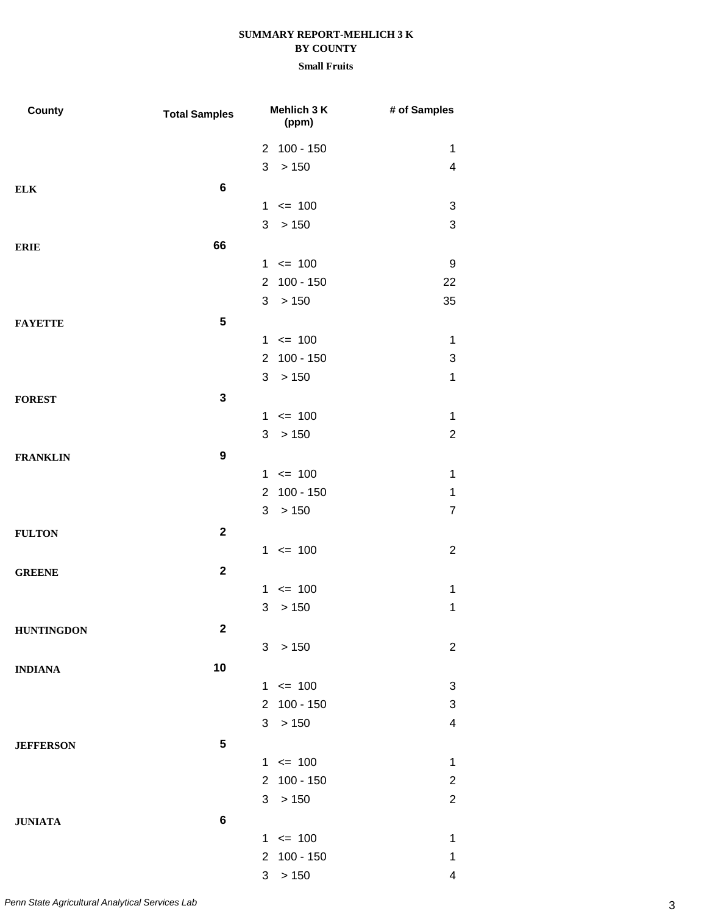**SUMMARY REPORT-MEHLICH 3 K**
**BY COUNTY**
**Small Fruits**

| County | Total Samples | Mehlich 3 K (ppm) | # of Samples |
|---|---|---|---|
| | | 2 100 - 150 | 1 |
| | | 3 > 150 | 4 |
| **ELK** | **6** | | |
| | | 1 <= 100 | 3 |
| | | 3 > 150 | 3 |
| **ERIE** | **66** | | |
| | | 1 <= 100 | 9 |
| | | 2 100 - 150 | 22 |
| | | 3 > 150 | 35 |
| **FAYETTE** | **5** | | |
| | | 1 <= 100 | 1 |
| | | 2 100 - 150 | 3 |
| | | 3 > 150 | 1 |
| **FOREST** | **3** | | |
| | | 1 <= 100 | 1 |
| | | 3 > 150 | 2 |
| **FRANKLIN** | **9** | | |
| | | 1 <= 100 | 1 |
| | | 2 100 - 150 | 1 |
| | | 3 > 150 | 7 |
| **FULTON** | **2** | | |
| | | 1 <= 100 | 2 |
| **GREENE** | **2** | | |
| | | 1 <= 100 | 1 |
| | | 3 > 150 | 1 |
| **HUNTINGDON** | **2** | | |
| | | 3 > 150 | 2 |
| **INDIANA** | **10** | | |
| | | 1 <= 100 | 3 |
| | | 2 100 - 150 | 3 |
| | | 3 > 150 | 4 |
| **JEFFERSON** | **5** | | |
| | | 1 <= 100 | 1 |
| | | 2 100 - 150 | 2 |
| | | 3 > 150 | 2 |
| **JUNIATA** | **6** | | |
| | | 1 <= 100 | 1 |
| | | 2 100 - 150 | 1 |
| | | 3 > 150 | 4 |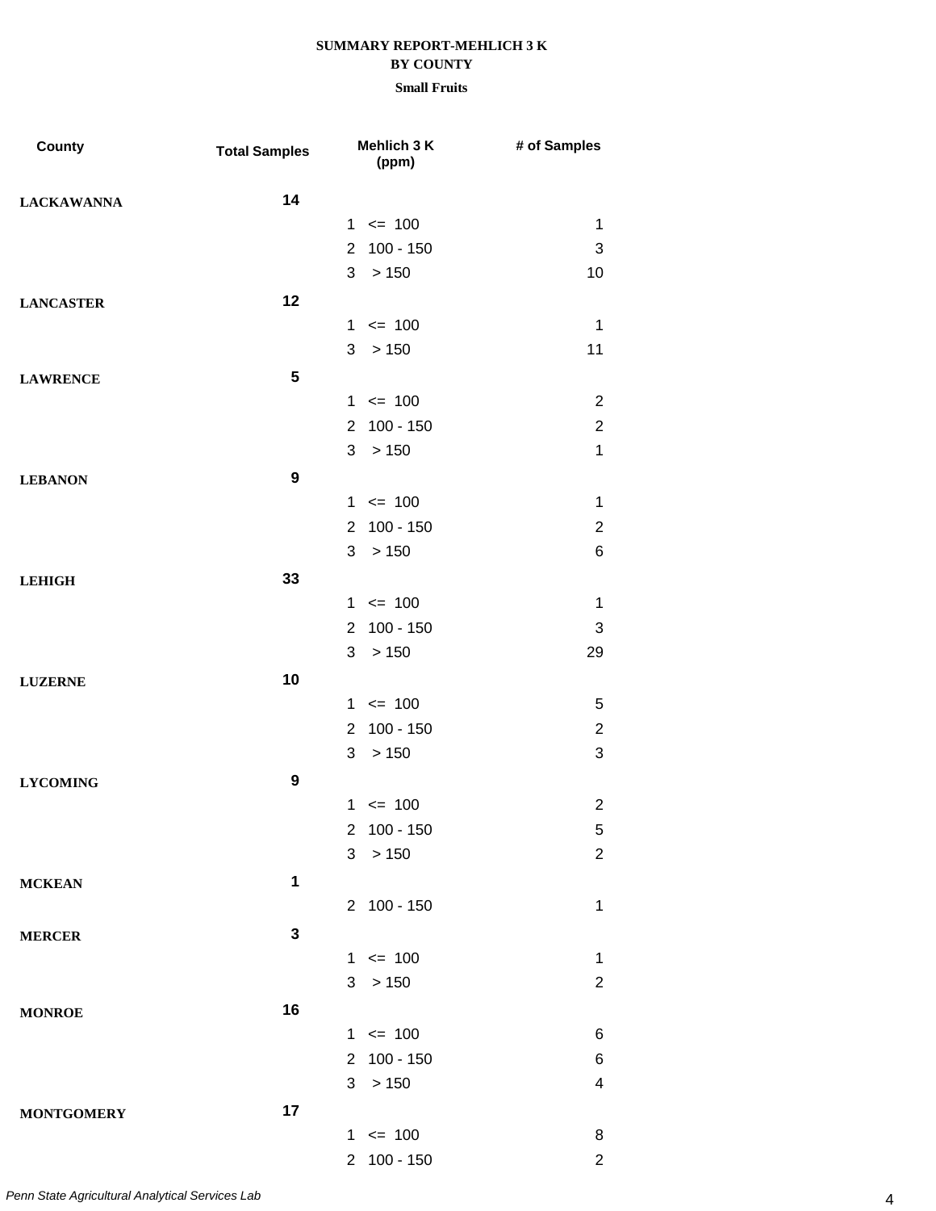# SUMMARY REPORT-MEHLICH 3 K
## BY COUNTY
### Small Fruits

| County | Total Samples | Mehlich 3 K (ppm) | | # of Samples |
|---|---|---|---|---|
| LACKAWANNA | 14 | | | |
| | | 1 | <= 100 | 1 |
| | | 2 | 100 - 150 | 3 |
| | | 3 | > 150 | 10 |
| LANCASTER | 12 | | | |
| | | 1 | <= 100 | 1 |
| | | 3 | > 150 | 11 |
| LAWRENCE | 5 | | | |
| | | 1 | <= 100 | 2 |
| | | 2 | 100 - 150 | 2 |
| | | 3 | > 150 | 1 |
| LEBANON | 9 | | | |
| | | 1 | <= 100 | 1 |
| | | 2 | 100 - 150 | 2 |
| | | 3 | > 150 | 6 |
| LEHIGH | 33 | | | |
| | | 1 | <= 100 | 1 |
| | | 2 | 100 - 150 | 3 |
| | | 3 | > 150 | 29 |
| LUZERNE | 10 | | | |
| | | 1 | <= 100 | 5 |
| | | 2 | 100 - 150 | 2 |
| | | 3 | > 150 | 3 |
| LYCOMING | 9 | | | |
| | | 1 | <= 100 | 2 |
| | | 2 | 100 - 150 | 5 |
| | | 3 | > 150 | 2 |
| MCKEAN | 1 | | | |
| | | 2 | 100 - 150 | 1 |
| MERCER | 3 | | | |
| | | 1 | <= 100 | 1 |
| | | 3 | > 150 | 2 |
| MONROE | 16 | | | |
| | | 1 | <= 100 | 6 |
| | | 2 | 100 - 150 | 6 |
| | | 3 | > 150 | 4 |
| MONTGOMERY | 17 | | | |
| | | 1 | <= 100 | 8 |
| | | 2 | 100 - 150 | 2 |

*Penn State Agricultural Analytical Services Lab*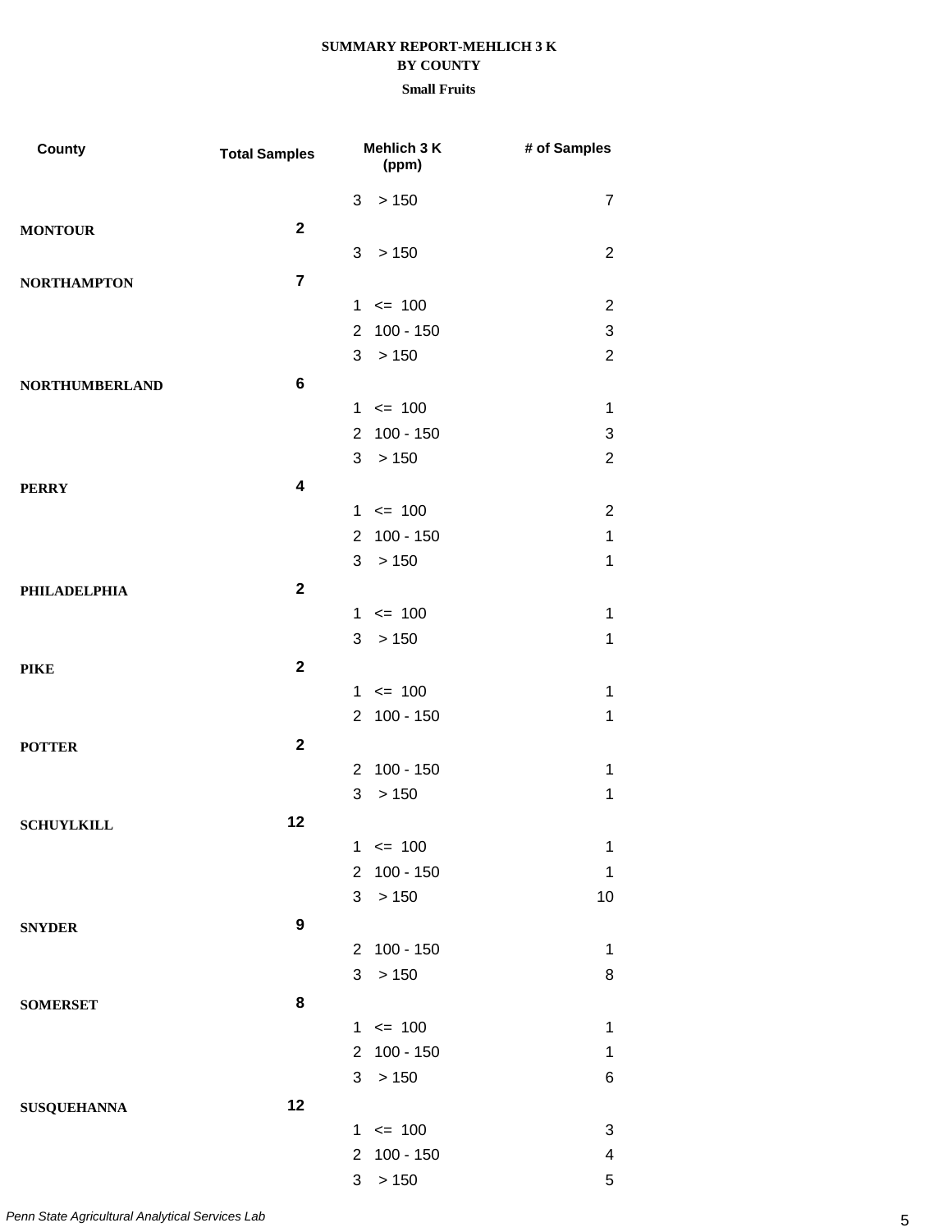**SUMMARY REPORT-MEHLICH 3 K**
**BY COUNTY**
**Small Fruits**

| County | Total Samples | Mehlich 3 K (ppm) | # of Samples |
|---|---|---|---|
| | | 3 > 150 | 7 |
| **MONTOUR** | **2** | | |
| | | 3 > 150 | 2 |
| **NORTHAMPTON** | **7** | | |
| | | 1 <= 100 | 2 |
| | | 2 100 - 150 | 3 |
| | | 3 > 150 | 2 |
| **NORTHUMBERLAND** | **6** | | |
| | | 1 <= 100 | 1 |
| | | 2 100 - 150 | 3 |
| | | 3 > 150 | 2 |
| **PERRY** | **4** | | |
| | | 1 <= 100 | 2 |
| | | 2 100 - 150 | 1 |
| | | 3 > 150 | 1 |
| **PHILADELPHIA** | **2** | | |
| | | 1 <= 100 | 1 |
| | | 3 > 150 | 1 |
| **PIKE** | **2** | | |
| | | 1 <= 100 | 1 |
| | | 2 100 - 150 | 1 |
| **POTTER** | **2** | | |
| | | 2 100 - 150 | 1 |
| | | 3 > 150 | 1 |
| **SCHUYLKILL** | **12** | | |
| | | 1 <= 100 | 1 |
| | | 2 100 - 150 | 1 |
| | | 3 > 150 | 10 |
| **SNYDER** | **9** | | |
| | | 2 100 - 150 | 1 |
| | | 3 > 150 | 8 |
| **SOMERSET** | **8** | | |
| | | 1 <= 100 | 1 |
| | | 2 100 - 150 | 1 |
| | | 3 > 150 | 6 |
| **SUSQUEHANNA** | **12** | | |
| | | 1 <= 100 | 3 |
| | | 2 100 - 150 | 4 |
| | | 3 > 150 | 5 |

*Penn State Agricultural Analytical Services Lab*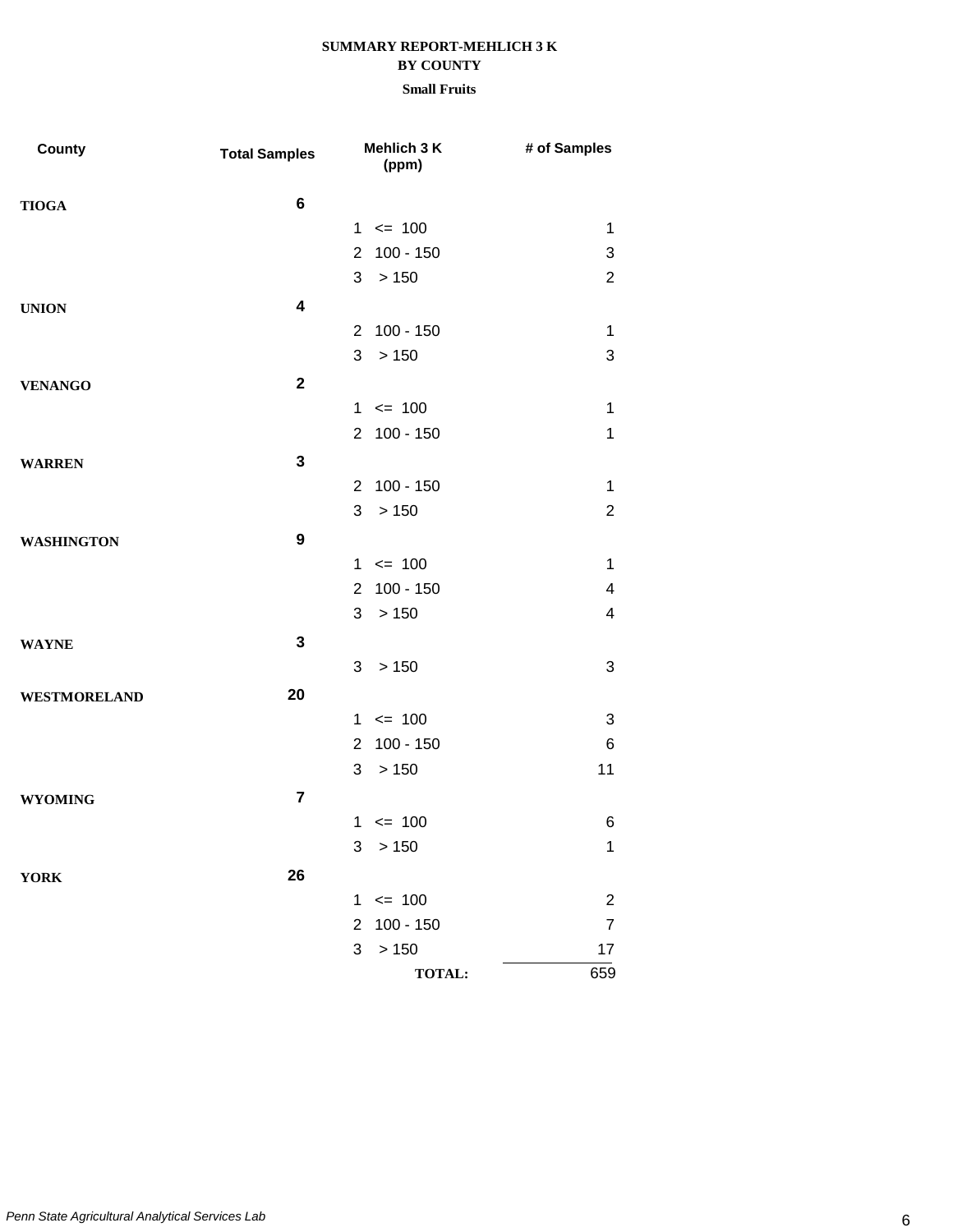**SUMMARY REPORT-MEHLICH 3 K**
**BY COUNTY**
**Small Fruits**

| County | Total Samples | Mehlich 3 K (ppm) | | # of Samples |
|---|---|---|---|---|
| **TIOGA** | **6** | | | |
| | | 1 | <= 100 | 1 |
| | | 2 | 100 - 150 | 3 |
| | | 3 | > 150 | 2 |
| **UNION** | **4** | | | |
| | | 2 | 100 - 150 | 1 |
| | | 3 | > 150 | 3 |
| **VENANGO** | **2** | | | |
| | | 1 | <= 100 | 1 |
| | | 2 | 100 - 150 | 1 |
| **WARREN** | **3** | | | |
| | | 2 | 100 - 150 | 1 |
| | | 3 | > 150 | 2 |
| **WASHINGTON** | **9** | | | |
| | | 1 | <= 100 | 1 |
| | | 2 | 100 - 150 | 4 |
| | | 3 | > 150 | 4 |
| **WAYNE** | **3** | | | |
| | | 3 | > 150 | 3 |
| **WESTMORELAND** | **20** | | | |
| | | 1 | <= 100 | 3 |
| | | 2 | 100 - 150 | 6 |
| | | 3 | > 150 | 11 |
| **WYOMING** | **7** | | | |
| | | 1 | <= 100 | 6 |
| | | 3 | > 150 | 1 |
| **YORK** | **26** | | | |
| | | 1 | <= 100 | 2 |
| | | 2 | 100 - 150 | 7 |
| | | 3 | > 150 | 17 |
| | | | **TOTAL:** | 659 |

*Penn State Agricultural Analytical Services Lab*